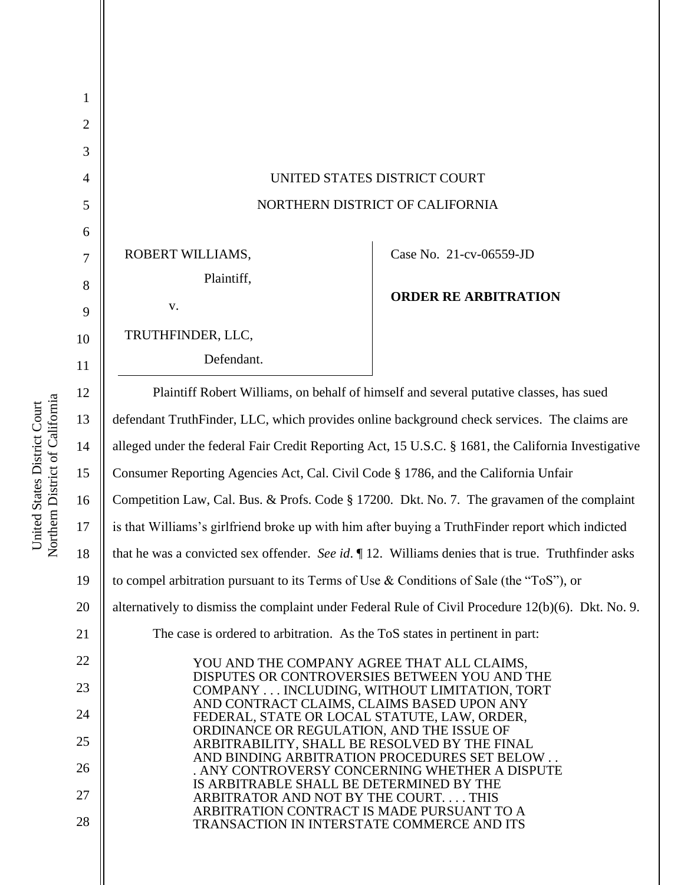UNITED STATES DISTRICT COURT

NORTHERN DISTRICT OF CALIFORNIA

ROBERT WILLIAMS,

Plaintiff,

v.

TRUTHFINDER, LLC,

Defendant.

Case No. 21-cv-06559-JD

**ORDER RE ARBITRATION**

Plaintiff Robert Williams, on behalf of himself and several putative classes, has sued defendant TruthFinder, LLC, which provides online background check services. The claims are alleged under the federal Fair Credit Reporting Act, 15 U.S.C. § 1681, the California Investigative Consumer Reporting Agencies Act, Cal. Civil Code § 1786, and the California Unfair Competition Law, Cal. Bus. & Profs. Code § 17200. Dkt. No. 7. The gravamen of the complaint is that Williams's girlfriend broke up with him after buying a TruthFinder report which indicted that he was a convicted sex offender. *See id*. ¶ 12. Williams denies that is true. Truthfinder asks to compel arbitration pursuant to its Terms of Use & Conditions of Sale (the "ToS"), or alternatively to dismiss the complaint under Federal Rule of Civil Procedure 12(b)(6). Dkt. No. 9.

The case is ordered to arbitration. As the ToS states in pertinent in part:

> YOU AND THE COMPANY AGREE THAT ALL CLAIMS, DISPUTES OR CONTROVERSIES BETWEEN YOU AND THE COMPANY . . . INCLUDING, WITHOUT LIMITATION, TORT AND CONTRACT CLAIMS, CLAIMS BASED UPON ANY FEDERAL, STATE OR LOCAL STATUTE, LAW, ORDER, ORDINANCE OR REGULATION, AND THE ISSUE OF ARBITRABILITY, SHALL BE RESOLVED BY THE FINAL AND BINDING ARBITRATION PROCEDURES SET BELOW . . . ANY CONTROVERSY CONCERNING WHETHER A DISPUTE IS ARBITRABLE SHALL BE DETERMINED BY THE ARBITRATOR AND NOT BY THE COURT. . . . THIS ARBITRATION CONTRACT IS MADE PURSUANT TO A TRANSACTION IN INTERSTATE COMMERCE AND ITS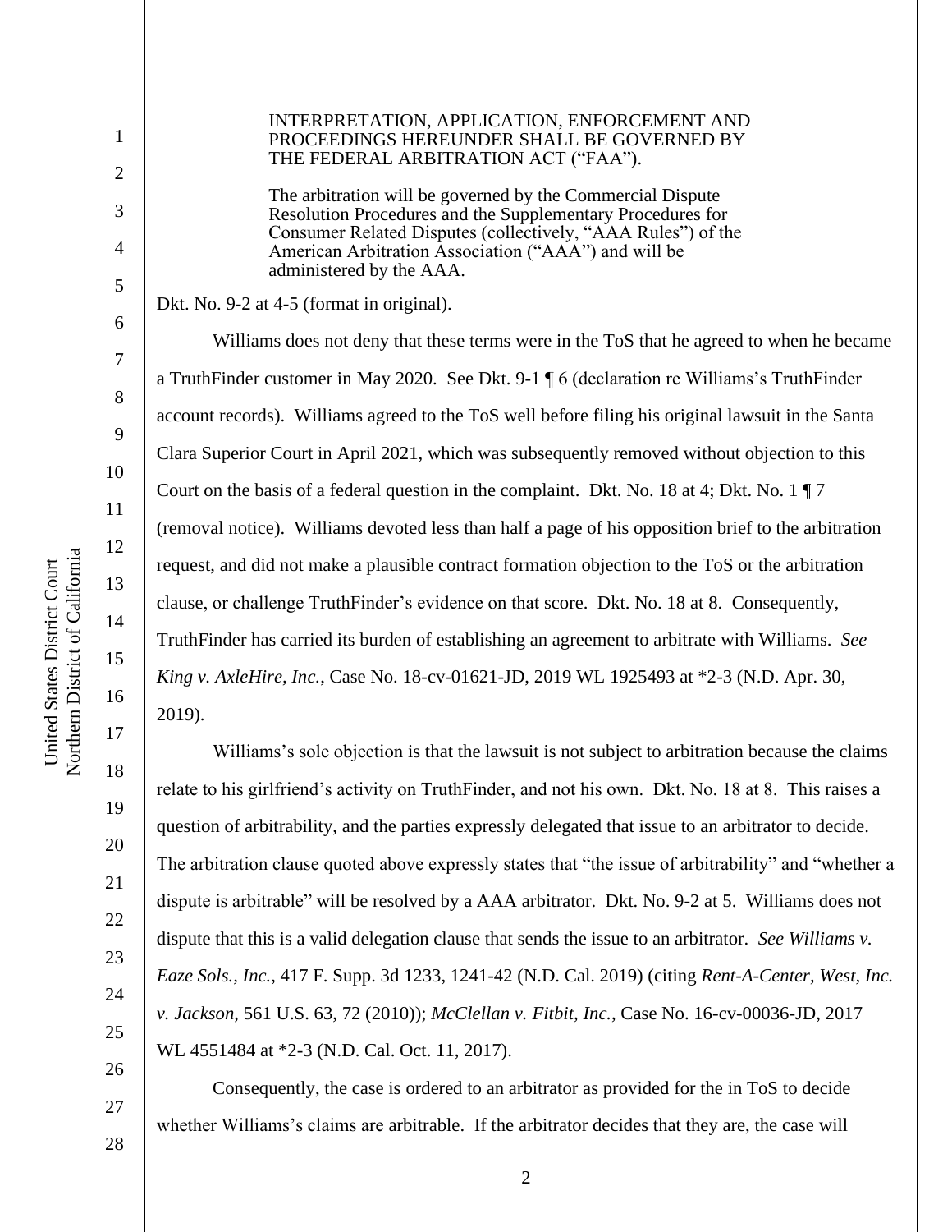> INTERPRETATION, APPLICATION, ENFORCEMENT AND PROCEEDINGS HEREUNDER SHALL BE GOVERNED BY THE FEDERAL ARBITRATION ACT ("FAA").
>
> The arbitration will be governed by the Commercial Dispute Resolution Procedures and the Supplementary Procedures for Consumer Related Disputes (collectively, "AAA Rules") of the American Arbitration Association ("AAA") and will be administered by the AAA.

Dkt. No. 9-2 at 4-5 (format in original).

Williams does not deny that these terms were in the ToS that he agreed to when he became a TruthFinder customer in May 2020. See Dkt. 9-1 ¶ 6 (declaration re Williams's TruthFinder account records). Williams agreed to the ToS well before filing his original lawsuit in the Santa Clara Superior Court in April 2021, which was subsequently removed without objection to this Court on the basis of a federal question in the complaint. Dkt. No. 18 at 4; Dkt. No. 1 ¶ 7 (removal notice). Williams devoted less than half a page of his opposition brief to the arbitration request, and did not make a plausible contract formation objection to the ToS or the arbitration clause, or challenge TruthFinder's evidence on that score. Dkt. No. 18 at 8. Consequently, TruthFinder has carried its burden of establishing an agreement to arbitrate with Williams. *See King v. AxleHire, Inc.*, Case No. 18-cv-01621-JD, 2019 WL 1925493 at *2-3 (N.D. Apr. 30, 2019).

Williams's sole objection is that the lawsuit is not subject to arbitration because the claims relate to his girlfriend's activity on TruthFinder, and not his own. Dkt. No. 18 at 8. This raises a question of arbitrability, and the parties expressly delegated that issue to an arbitrator to decide. The arbitration clause quoted above expressly states that "the issue of arbitrability" and "whether a dispute is arbitrable" will be resolved by a AAA arbitrator. Dkt. No. 9-2 at 5. Williams does not dispute that this is a valid delegation clause that sends the issue to an arbitrator. *See Williams v. Eaze Sols., Inc.*, 417 F. Supp. 3d 1233, 1241-42 (N.D. Cal. 2019) (citing *Rent-A-Center, West, Inc. v. Jackson*, 561 U.S. 63, 72 (2010)); *McClellan v. Fitbit, Inc.*, Case No. 16-cv-00036-JD, 2017 WL 4551484 at *2-3 (N.D. Cal. Oct. 11, 2017).

Consequently, the case is ordered to an arbitrator as provided for the in ToS to decide whether Williams's claims are arbitrable. If the arbitrator decides that they are, the case will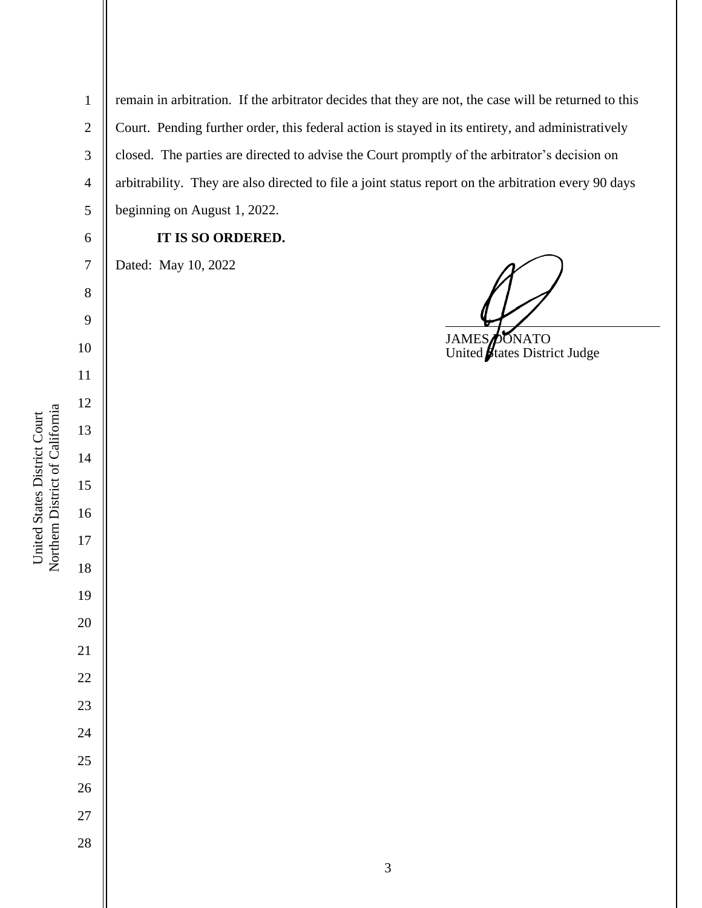remain in arbitration. If the arbitrator decides that they are not, the case will be returned to this Court. Pending further order, this federal action is stayed in its entirety, and administratively closed. The parties are directed to advise the Court promptly of the arbitrator's decision on arbitrability. They are also directed to file a joint status report on the arbitration every 90 days beginning on August 1, 2022.

**IT IS SO ORDERED.**

Dated: May 10, 2022

JAMES DONATO
United States District Judge